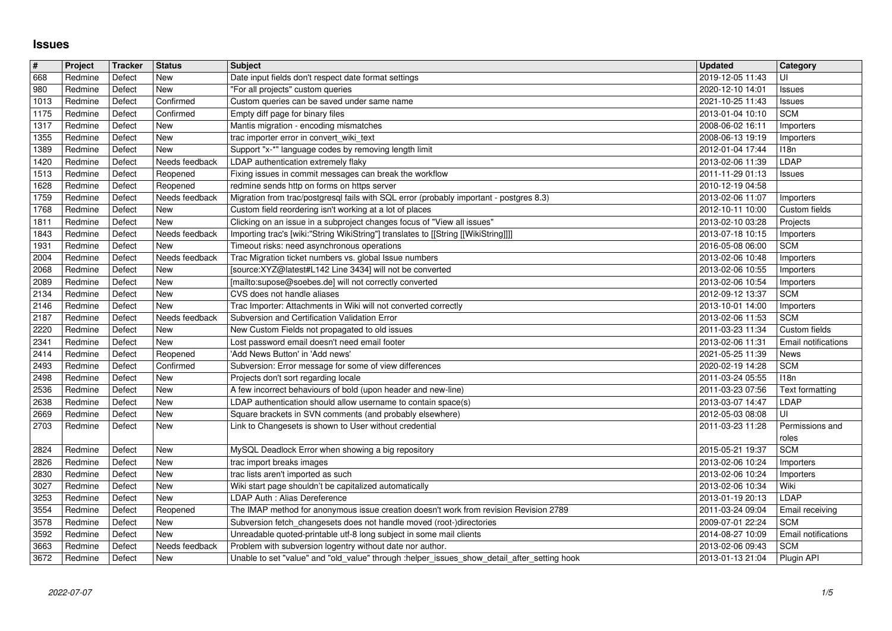# Issues

| # | Project | Tracker | Status | Subject | Updated | Category |
|---|---|---|---|---|---|---|
| 668 | Redmine | Defect | New | Date input fields don't respect date format settings | 2019-12-05 11:43 | UI |
| 980 | Redmine | Defect | New | "For all projects" custom queries | 2020-12-10 14:01 | Issues |
| 1013 | Redmine | Defect | Confirmed | Custom queries can be saved under same name | 2021-10-25 11:43 | Issues |
| 1175 | Redmine | Defect | Confirmed | Empty diff page for binary files | 2013-01-04 10:10 | SCM |
| 1317 | Redmine | Defect | New | Mantis migration - encoding mismatches | 2008-06-02 16:11 | Importers |
| 1355 | Redmine | Defect | New | trac importer error in convert_wiki_text | 2008-06-13 19:19 | Importers |
| 1389 | Redmine | Defect | New | Support "x-*" language codes by removing length limit | 2012-01-04 17:44 | I18n |
| 1420 | Redmine | Defect | Needs feedback | LDAP authentication extremely flaky | 2013-02-06 11:39 | LDAP |
| 1513 | Redmine | Defect | Reopened | Fixing issues in commit messages can break the workflow | 2011-11-29 01:13 | Issues |
| 1628 | Redmine | Defect | Reopened | redmine sends http on forms on https server | 2010-12-19 04:58 | |
| 1759 | Redmine | Defect | Needs feedback | Migration from trac/postgresql fails with SQL error (probably important - postgres 8.3) | 2013-02-06 11:07 | Importers |
| 1768 | Redmine | Defect | New | Custom field reordering isn't working at a lot of places | 2012-10-11 10:00 | Custom fields |
| 1811 | Redmine | Defect | New | Clicking on an issue in a subproject changes focus of "View all issues" | 2013-02-10 03:28 | Projects |
| 1843 | Redmine | Defect | Needs feedback | Importing trac's [wiki:"String WikiString"] translates to [[String [[WikiString]]]] | 2013-07-18 10:15 | Importers |
| 1931 | Redmine | Defect | New | Timeout risks: need asynchronous operations | 2016-05-08 06:00 | SCM |
| 2004 | Redmine | Defect | Needs feedback | Trac Migration ticket numbers vs. global Issue numbers | 2013-02-06 10:48 | Importers |
| 2068 | Redmine | Defect | New | [source:XYZ@latest#L142 Line 3434] will not be converted | 2013-02-06 10:55 | Importers |
| 2089 | Redmine | Defect | New | [mailto:supose@soebes.de] will not correctly converted | 2013-02-06 10:54 | Importers |
| 2134 | Redmine | Defect | New | CVS does not handle aliases | 2012-09-12 13:37 | SCM |
| 2146 | Redmine | Defect | New | Trac Importer: Attachments in Wiki will not converted correctly | 2013-10-01 14:00 | Importers |
| 2187 | Redmine | Defect | Needs feedback | Subversion and Certification Validation Error | 2013-02-06 11:53 | SCM |
| 2220 | Redmine | Defect | New | New Custom Fields not propagated to old issues | 2011-03-23 11:34 | Custom fields |
| 2341 | Redmine | Defect | New | Lost password email doesn't need email footer | 2013-02-06 11:31 | Email notifications |
| 2414 | Redmine | Defect | Reopened | 'Add News Button' in 'Add news' | 2021-05-25 11:39 | News |
| 2493 | Redmine | Defect | Confirmed | Subversion: Error message for some of view differences | 2020-02-19 14:28 | SCM |
| 2498 | Redmine | Defect | New | Projects don't sort regarding locale | 2011-03-24 05:55 | I18n |
| 2536 | Redmine | Defect | New | A few incorrect behaviours of bold (upon header and new-line) | 2011-03-23 07:56 | Text formatting |
| 2638 | Redmine | Defect | New | LDAP authentication should allow username to contain space(s) | 2013-03-07 14:47 | LDAP |
| 2669 | Redmine | Defect | New | Square brackets in SVN comments (and probably elsewhere) | 2012-05-03 08:08 | UI |
| 2703 | Redmine | Defect | New | Link to Changesets is shown to User without credential | 2011-03-23 11:28 | Permissions and roles |
| 2824 | Redmine | Defect | New | MySQL Deadlock Error when showing a big repository | 2015-05-21 19:37 | SCM |
| 2826 | Redmine | Defect | New | trac import breaks images | 2013-02-06 10:24 | Importers |
| 2830 | Redmine | Defect | New | trac lists aren't imported as such | 2013-02-06 10:24 | Importers |
| 3027 | Redmine | Defect | New | Wiki start page shouldn't be capitalized automatically | 2013-02-06 10:34 | Wiki |
| 3253 | Redmine | Defect | New | LDAP Auth : Alias Dereference | 2013-01-19 20:13 | LDAP |
| 3554 | Redmine | Defect | Reopened | The IMAP method for anonymous issue creation doesn't work from revision Revision 2789 | 2011-03-24 09:04 | Email receiving |
| 3578 | Redmine | Defect | New | Subversion fetch_changesets does not handle moved (root-)directories | 2009-07-01 22:24 | SCM |
| 3592 | Redmine | Defect | New | Unreadable quoted-printable utf-8 long subject in some mail clients | 2014-08-27 10:09 | Email notifications |
| 3663 | Redmine | Defect | Needs feedback | Problem with subversion logentry without date nor author. | 2013-02-06 09:43 | SCM |
| 3672 | Redmine | Defect | New | Unable to set "value" and "old_value" through :helper_issues_show_detail_after_setting hook | 2013-01-13 21:04 | Plugin API |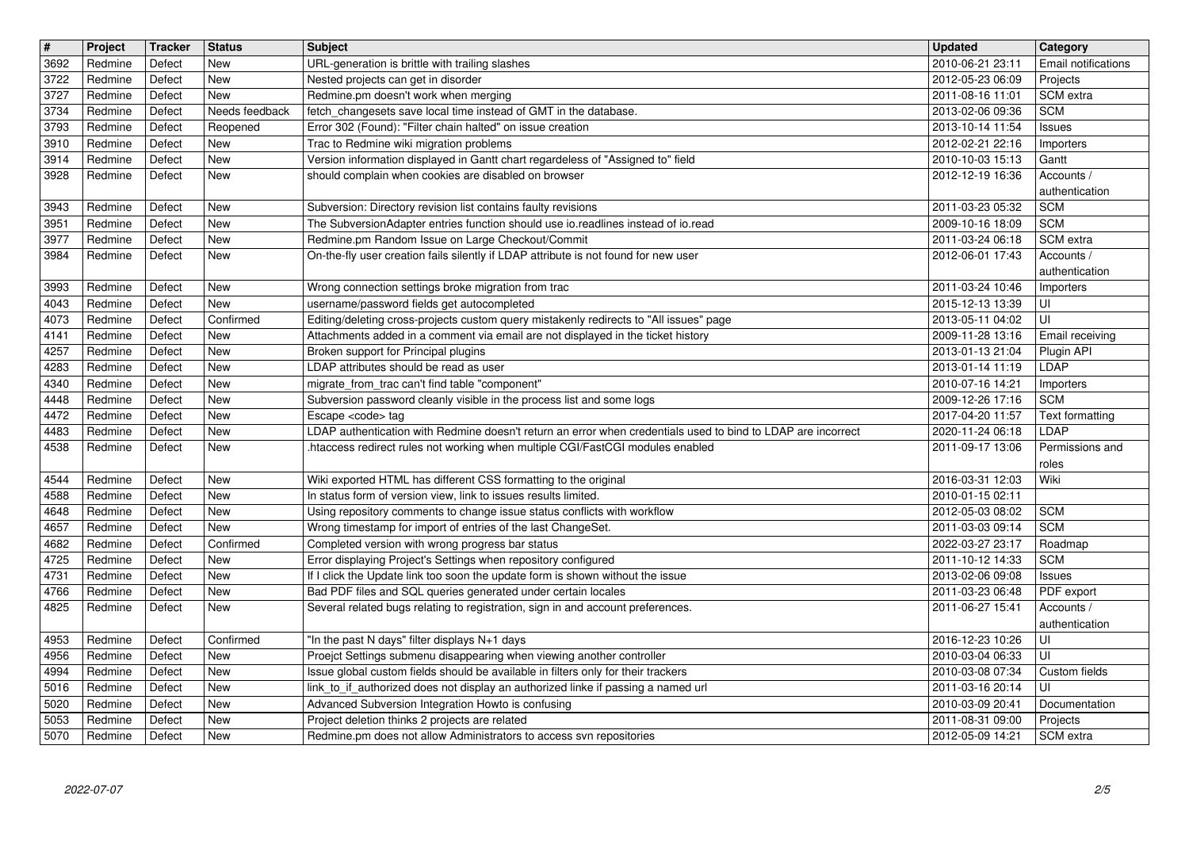| # | Project | Tracker | Status | Subject | Updated | Category |
|---|---|---|---|---|---|---|
| 3692 | Redmine | Defect | New | URL-generation is brittle with trailing slashes | 2010-06-21 23:11 | Email notifications |
| 3722 | Redmine | Defect | New | Nested projects can get in disorder | 2012-05-23 06:09 | Projects |
| 3727 | Redmine | Defect | New | Redmine.pm doesn't work when merging | 2011-08-16 11:01 | SCM extra |
| 3734 | Redmine | Defect | Needs feedback | fetch_changesets save local time instead of GMT in the database. | 2013-02-06 09:36 | SCM |
| 3793 | Redmine | Defect | Reopened | Error 302 (Found): "Filter chain halted" on issue creation | 2013-10-14 11:54 | Issues |
| 3910 | Redmine | Defect | New | Trac to Redmine wiki migration problems | 2012-02-21 22:16 | Importers |
| 3914 | Redmine | Defect | New | Version information displayed in Gantt chart regardeless of "Assigned to" field | 2010-10-03 15:13 | Gantt |
| 3928 | Redmine | Defect | New | should complain when cookies are disabled on browser | 2012-12-19 16:36 | Accounts / authentication |
| 3943 | Redmine | Defect | New | Subversion: Directory revision list contains faulty revisions | 2011-03-23 05:32 | SCM |
| 3951 | Redmine | Defect | New | The SubversionAdapter entries function should use io.readlines instead of io.read | 2009-10-16 18:09 | SCM |
| 3977 | Redmine | Defect | New | Redmine.pm Random Issue on Large Checkout/Commit | 2011-03-24 06:18 | SCM extra |
| 3984 | Redmine | Defect | New | On-the-fly user creation fails silently if LDAP attribute is not found for new user | 2012-06-01 17:43 | Accounts / authentication |
| 3993 | Redmine | Defect | New | Wrong connection settings broke migration from trac | 2011-03-24 10:46 | Importers |
| 4043 | Redmine | Defect | New | username/password fields get autocompleted | 2015-12-13 13:39 | UI |
| 4073 | Redmine | Defect | Confirmed | Editing/deleting cross-projects custom query mistakenly redirects to "All issues" page | 2013-05-11 04:02 | UI |
| 4141 | Redmine | Defect | New | Attachments added in a comment via email are not displayed in the ticket history | 2009-11-28 13:16 | Email receiving |
| 4257 | Redmine | Defect | New | Broken support for Principal plugins | 2013-01-13 21:04 | Plugin API |
| 4283 | Redmine | Defect | New | LDAP attributes should be read as user | 2013-01-14 11:19 | LDAP |
| 4340 | Redmine | Defect | New | migrate_from_trac can't find table "component" | 2010-07-16 14:21 | Importers |
| 4448 | Redmine | Defect | New | Subversion password cleanly visible in the process list and some logs | 2009-12-26 17:16 | SCM |
| 4472 | Redmine | Defect | New | Escape <code> tag | 2017-04-20 11:57 | Text formatting |
| 4483 | Redmine | Defect | New | LDAP authentication with Redmine doesn't return an error when credentials used to bind to LDAP are incorrect | 2020-11-24 06:18 | LDAP |
| 4538 | Redmine | Defect | New | .htaccess redirect rules not working when multiple CGI/FastCGI modules enabled | 2011-09-17 13:06 | Permissions and roles |
| 4544 | Redmine | Defect | New | Wiki exported HTML has different CSS formatting to the original | 2016-03-31 12:03 | Wiki |
| 4588 | Redmine | Defect | New | In status form of version view, link to issues results limited. | 2010-01-15 02:11 | |
| 4648 | Redmine | Defect | New | Using repository comments to change issue status conflicts with workflow | 2012-05-03 08:02 | SCM |
| 4657 | Redmine | Defect | New | Wrong timestamp for import of entries of the last ChangeSet. | 2011-03-03 09:14 | SCM |
| 4682 | Redmine | Defect | Confirmed | Completed version with wrong progress bar status | 2022-03-27 23:17 | Roadmap |
| 4725 | Redmine | Defect | New | Error displaying Project's Settings when repository configured | 2011-10-12 14:33 | SCM |
| 4731 | Redmine | Defect | New | If I click the Update link too soon the update form is shown without the issue | 2013-02-06 09:08 | Issues |
| 4766 | Redmine | Defect | New | Bad PDF files and SQL queries generated under certain locales | 2011-03-23 06:48 | PDF export |
| 4825 | Redmine | Defect | New | Several related bugs relating to registration, sign in and account preferences. | 2011-06-27 15:41 | Accounts / authentication |
| 4953 | Redmine | Defect | Confirmed | "In the past N days" filter displays N+1 days | 2016-12-23 10:26 | UI |
| 4956 | Redmine | Defect | New | Proejct Settings submenu disappearing when viewing another controller | 2010-03-04 06:33 | UI |
| 4994 | Redmine | Defect | New | Issue global custom fields should be available in filters only for their trackers | 2010-03-08 07:34 | Custom fields |
| 5016 | Redmine | Defect | New | link_to_if_authorized does not display an authorized linke if passing a named url | 2011-03-16 20:14 | UI |
| 5020 | Redmine | Defect | New | Advanced Subversion Integration Howto is confusing | 2010-03-09 20:41 | Documentation |
| 5053 | Redmine | Defect | New | Project deletion thinks 2 projects are related | 2011-08-31 09:00 | Projects |
| 5070 | Redmine | Defect | New | Redmine.pm does not allow Administrators to access svn repositories | 2012-05-09 14:21 | SCM extra |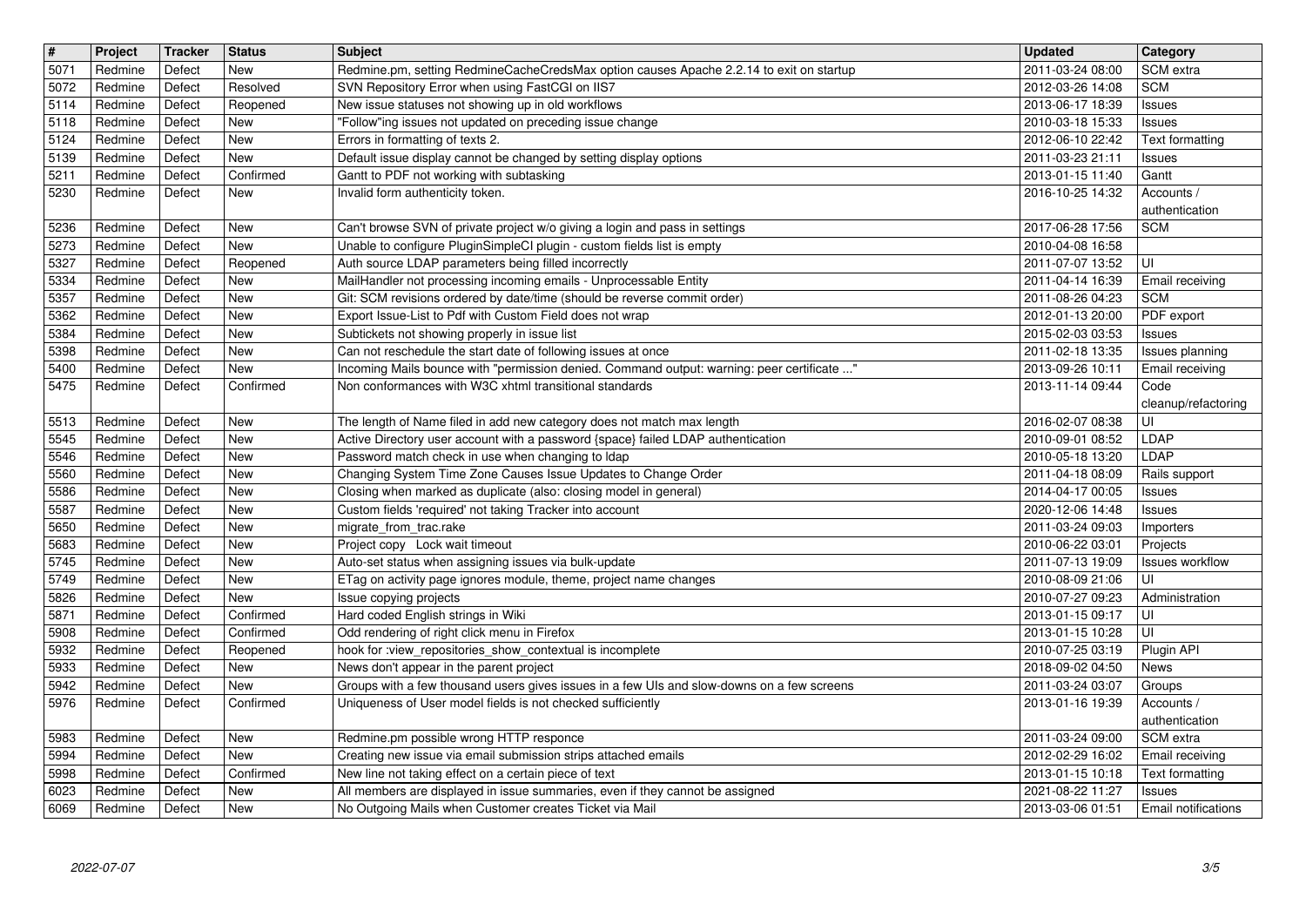| # | Project | Tracker | Status | Subject | Updated | Category |
|---|---|---|---|---|---|---|
| 5071 | Redmine | Defect | New | Redmine.pm, setting RedmineCacheCredsMax option causes Apache 2.2.14 to exit on startup | 2011-03-24 08:00 | SCM extra |
| 5072 | Redmine | Defect | Resolved | SVN Repository Error when using FastCGI on IIS7 | 2012-03-26 14:08 | SCM |
| 5114 | Redmine | Defect | Reopened | New issue statuses not showing up in old workflows | 2013-06-17 18:39 | Issues |
| 5118 | Redmine | Defect | New | "Follow"ing issues not updated on preceding issue change | 2010-03-18 15:33 | Issues |
| 5124 | Redmine | Defect | New | Errors in formatting of texts 2. | 2012-06-10 22:42 | Text formatting |
| 5139 | Redmine | Defect | New | Default issue display cannot be changed by setting display options | 2011-03-23 21:11 | Issues |
| 5211 | Redmine | Defect | Confirmed | Gantt to PDF not working with subtasking | 2013-01-15 11:40 | Gantt |
| 5230 | Redmine | Defect | New | Invalid form authenticity token. | 2016-10-25 14:32 | Accounts / authentication |
| 5236 | Redmine | Defect | New | Can't browse SVN of private project w/o giving a login and pass in settings | 2017-06-28 17:56 | SCM |
| 5273 | Redmine | Defect | New | Unable to configure PluginSimpleCI plugin - custom fields list is empty | 2010-04-08 16:58 | |
| 5327 | Redmine | Defect | Reopened | Auth source LDAP parameters being filled incorrectly | 2011-07-07 13:52 | UI |
| 5334 | Redmine | Defect | New | MailHandler not processing incoming emails - Unprocessable Entity | 2011-04-14 16:39 | Email receiving |
| 5357 | Redmine | Defect | New | Git: SCM revisions ordered by date/time (should be reverse commit order) | 2011-08-26 04:23 | SCM |
| 5362 | Redmine | Defect | New | Export Issue-List to Pdf with Custom Field does not wrap | 2012-01-13 20:00 | PDF export |
| 5384 | Redmine | Defect | New | Subtickets not showing properly in issue list | 2015-02-03 03:53 | Issues |
| 5398 | Redmine | Defect | New | Can not reschedule the start date of following issues at once | 2011-02-18 13:35 | Issues planning |
| 5400 | Redmine | Defect | New | Incoming Mails bounce with "permission denied. Command output: warning: peer certificate ..." | 2013-09-26 10:11 | Email receiving |
| 5475 | Redmine | Defect | Confirmed | Non conformances with W3C xhtml transitional standards | 2013-11-14 09:44 | Code cleanup/refactoring |
| 5513 | Redmine | Defect | New | The length of Name filed in add new category does not match max length | 2016-02-07 08:38 | UI |
| 5545 | Redmine | Defect | New | Active Directory user account with a password {space} failed LDAP authentication | 2010-09-01 08:52 | LDAP |
| 5546 | Redmine | Defect | New | Password match check in use when changing to ldap | 2010-05-18 13:20 | LDAP |
| 5560 | Redmine | Defect | New | Changing System Time Zone Causes Issue Updates to Change Order | 2011-04-18 08:09 | Rails support |
| 5586 | Redmine | Defect | New | Closing when marked as duplicate (also: closing model in general) | 2014-04-17 00:05 | Issues |
| 5587 | Redmine | Defect | New | Custom fields 'required' not taking Tracker into account | 2020-12-06 14:48 | Issues |
| 5650 | Redmine | Defect | New | migrate_from_trac.rake | 2011-03-24 09:03 | Importers |
| 5683 | Redmine | Defect | New | Project copy Lock wait timeout | 2010-06-22 03:01 | Projects |
| 5745 | Redmine | Defect | New | Auto-set status when assigning issues via bulk-update | 2011-07-13 19:09 | Issues workflow |
| 5749 | Redmine | Defect | New | ETag on activity page ignores module, theme, project name changes | 2010-08-09 21:06 | UI |
| 5826 | Redmine | Defect | New | Issue copying projects | 2010-07-27 09:23 | Administration |
| 5871 | Redmine | Defect | Confirmed | Hard coded English strings in Wiki | 2013-01-15 09:17 | UI |
| 5908 | Redmine | Defect | Confirmed | Odd rendering of right click menu in Firefox | 2013-01-15 10:28 | UI |
| 5932 | Redmine | Defect | Reopened | hook for :view_repositories_show_contextual is incomplete | 2010-07-25 03:19 | Plugin API |
| 5933 | Redmine | Defect | New | News don't appear in the parent project | 2018-09-02 04:50 | News |
| 5942 | Redmine | Defect | New | Groups with a few thousand users gives issues in a few UIs and slow-downs on a few screens | 2011-03-24 03:07 | Groups |
| 5976 | Redmine | Defect | Confirmed | Uniqueness of User model fields is not checked sufficiently | 2013-01-16 19:39 | Accounts / authentication |
| 5983 | Redmine | Defect | New | Redmine.pm possible wrong HTTP responce | 2011-03-24 09:00 | SCM extra |
| 5994 | Redmine | Defect | New | Creating new issue via email submission strips attached emails | 2012-02-29 16:02 | Email receiving |
| 5998 | Redmine | Defect | Confirmed | New line not taking effect on a certain piece of text | 2013-01-15 10:18 | Text formatting |
| 6023 | Redmine | Defect | New | All members are displayed in issue summaries, even if they cannot be assigned | 2021-08-22 11:27 | Issues |
| 6069 | Redmine | Defect | New | No Outgoing Mails when Customer creates Ticket via Mail | 2013-03-06 01:51 | Email notifications |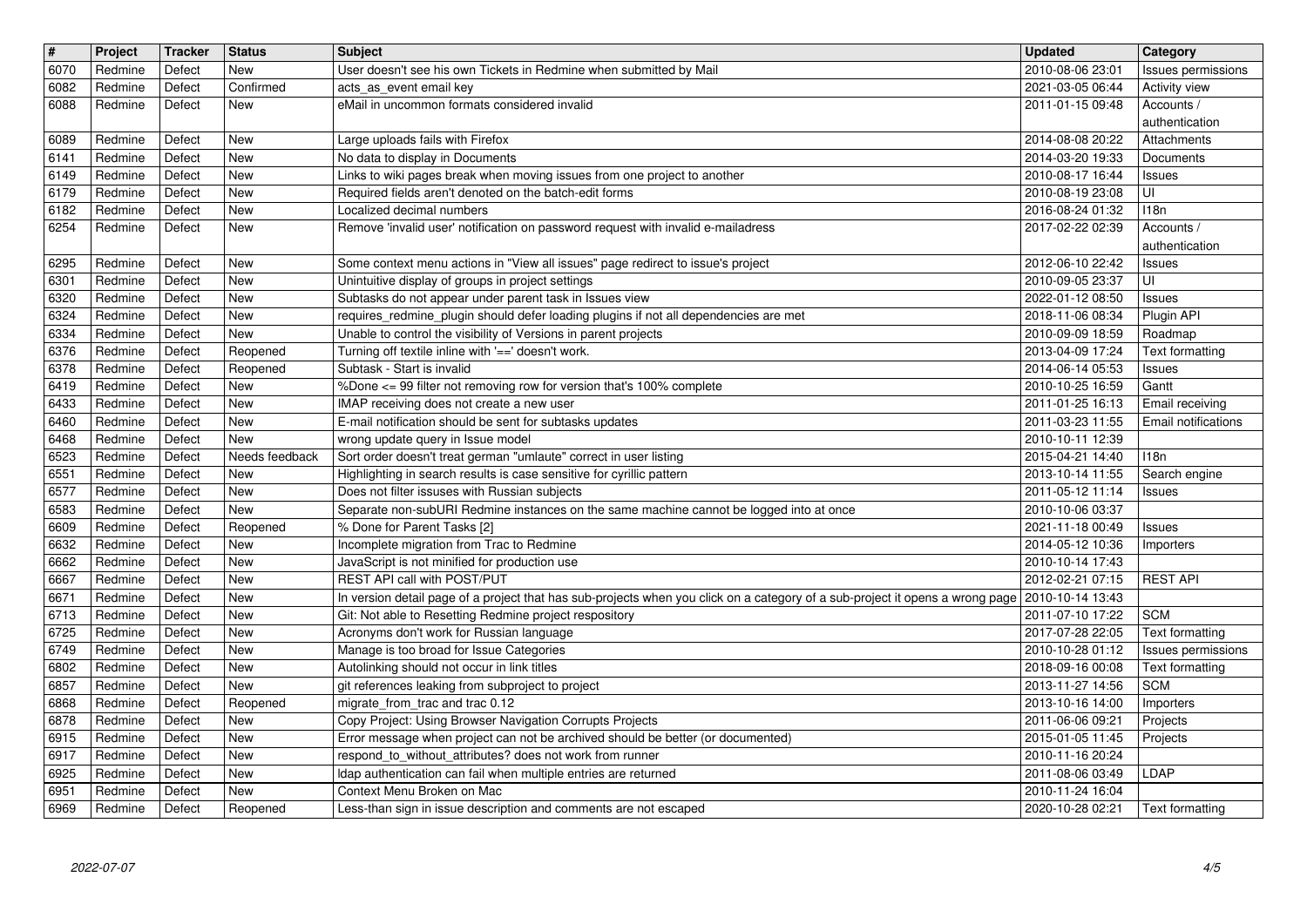| # | Project | Tracker | Status | Subject | Updated | Category |
| --- | --- | --- | --- | --- | --- | --- |
| 6070 | Redmine | Defect | New | User doesn't see his own Tickets in Redmine when submitted by Mail | 2010-08-06 23:01 | Issues permissions |
| 6082 | Redmine | Defect | Confirmed | acts_as_event email key | 2021-03-05 06:44 | Activity view |
| 6088 | Redmine | Defect | New | eMail in uncommon formats considered invalid | 2011-01-15 09:48 | Accounts / authentication |
| 6089 | Redmine | Defect | New | Large uploads fails with Firefox | 2014-08-08 20:22 | Attachments |
| 6141 | Redmine | Defect | New | No data to display in Documents | 2014-03-20 19:33 | Documents |
| 6149 | Redmine | Defect | New | Links to wiki pages break when moving issues from one project to another | 2010-08-17 16:44 | Issues |
| 6179 | Redmine | Defect | New | Required fields aren't denoted on the batch-edit forms | 2010-08-19 23:08 | UI |
| 6182 | Redmine | Defect | New | Localized decimal numbers | 2016-08-24 01:32 | I18n |
| 6254 | Redmine | Defect | New | Remove 'invalid user' notification on password request with invalid e-mailadress | 2017-02-22 02:39 | Accounts / authentication |
| 6295 | Redmine | Defect | New | Some context menu actions in "View all issues" page redirect to issue's project | 2012-06-10 22:42 | Issues |
| 6301 | Redmine | Defect | New | Unintuitive display of groups in project settings | 2010-09-05 23:37 | UI |
| 6320 | Redmine | Defect | New | Subtasks do not appear under parent task in Issues view | 2022-01-12 08:50 | Issues |
| 6324 | Redmine | Defect | New | requires_redmine_plugin should defer loading plugins if not all dependencies are met | 2018-11-06 08:34 | Plugin API |
| 6334 | Redmine | Defect | New | Unable to control the visibility of Versions in parent projects | 2010-09-09 18:59 | Roadmap |
| 6376 | Redmine | Defect | Reopened | Turning off textile inline with '==' doesn't work. | 2013-04-09 17:24 | Text formatting |
| 6378 | Redmine | Defect | Reopened | Subtask - Start is invalid | 2014-06-14 05:53 | Issues |
| 6419 | Redmine | Defect | New | %Done <= 99 filter not removing row for version that's 100% complete | 2010-10-25 16:59 | Gantt |
| 6433 | Redmine | Defect | New | IMAP receiving does not create a new user | 2011-01-25 16:13 | Email receiving |
| 6460 | Redmine | Defect | New | E-mail notification should be sent for subtasks updates | 2011-03-23 11:55 | Email notifications |
| 6468 | Redmine | Defect | New | wrong update query in Issue model | 2010-10-11 12:39 | |
| 6523 | Redmine | Defect | Needs feedback | Sort order doesn't treat german "umlaute" correct in user listing | 2015-04-21 14:40 | I18n |
| 6551 | Redmine | Defect | New | Highlighting in search results is case sensitive for cyrillic pattern | 2013-10-14 11:55 | Search engine |
| 6577 | Redmine | Defect | New | Does not filter issuses with Russian subjects | 2011-05-12 11:14 | Issues |
| 6583 | Redmine | Defect | New | Separate non-subURI Redmine instances on the same machine cannot be logged into at once | 2010-10-06 03:37 | |
| 6609 | Redmine | Defect | Reopened | % Done for Parent Tasks [2] | 2021-11-18 00:49 | Issues |
| 6632 | Redmine | Defect | New | Incomplete migration from Trac to Redmine | 2014-05-12 10:36 | Importers |
| 6662 | Redmine | Defect | New | JavaScript is not minified for production use | 2010-10-14 17:43 | |
| 6667 | Redmine | Defect | New | REST API call with POST/PUT | 2012-02-21 07:15 | REST API |
| 6671 | Redmine | Defect | New | In version detail page of a project that has sub-projects when you click on a category of a sub-project it opens a wrong page | 2010-10-14 13:43 | |
| 6713 | Redmine | Defect | New | Git: Not able to Resetting Redmine project respository | 2011-07-10 17:22 | SCM |
| 6725 | Redmine | Defect | New | Acronyms don't work for Russian language | 2017-07-28 22:05 | Text formatting |
| 6749 | Redmine | Defect | New | Manage is too broad for Issue Categories | 2010-10-28 01:12 | Issues permissions |
| 6802 | Redmine | Defect | New | Autolinking should not occur in link titles | 2018-09-16 00:08 | Text formatting |
| 6857 | Redmine | Defect | New | git references leaking from subproject to project | 2013-11-27 14:56 | SCM |
| 6868 | Redmine | Defect | Reopened | migrate_from_trac and trac 0.12 | 2013-10-16 14:00 | Importers |
| 6878 | Redmine | Defect | New | Copy Project: Using Browser Navigation Corrupts Projects | 2011-06-06 09:21 | Projects |
| 6915 | Redmine | Defect | New | Error message when project can not be archived should be better (or documented) | 2015-01-05 11:45 | Projects |
| 6917 | Redmine | Defect | New | respond_to_without_attributes? does not work from runner | 2010-11-16 20:24 | |
| 6925 | Redmine | Defect | New | ldap authentication can fail when multiple entries are returned | 2011-08-06 03:49 | LDAP |
| 6951 | Redmine | Defect | New | Context Menu Broken on Mac | 2010-11-24 16:04 | |
| 6969 | Redmine | Defect | Reopened | Less-than sign in issue description and comments are not escaped | 2020-10-28 02:21 | Text formatting |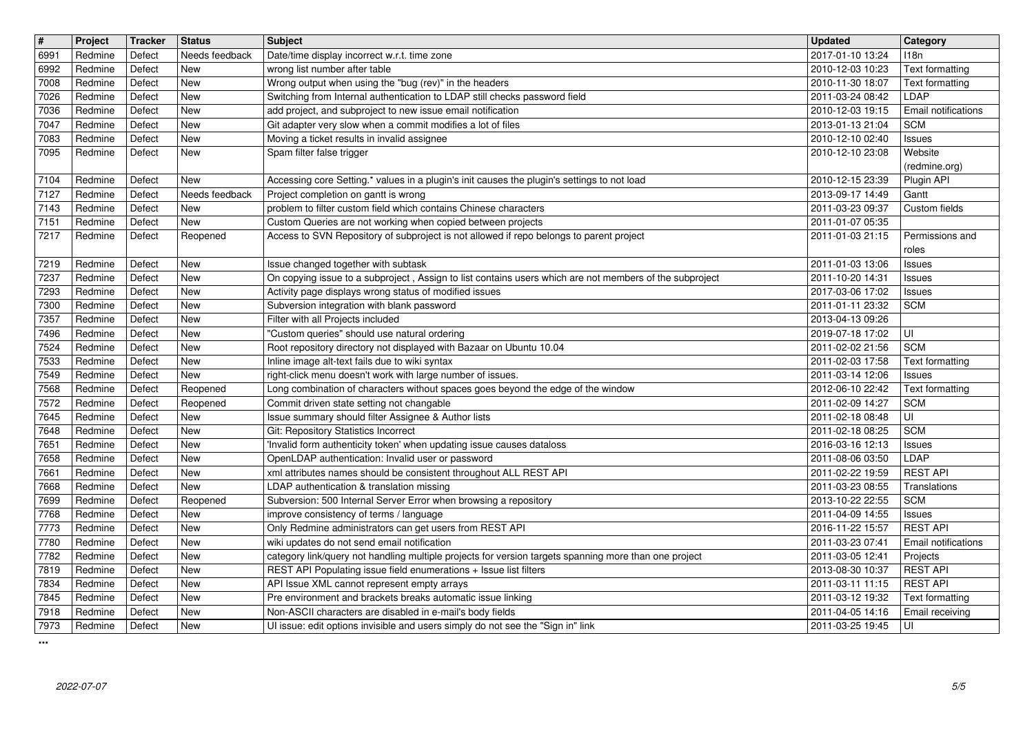| # | Project | Tracker | Status | Subject | Updated | Category |
|---|---|---|---|---|---|---|
| 6991 | Redmine | Defect | Needs feedback | Date/time display incorrect w.r.t. time zone | 2017-01-10 13:24 | I18n |
| 6992 | Redmine | Defect | New | wrong list number after table | 2010-12-03 10:23 | Text formatting |
| 7008 | Redmine | Defect | New | Wrong output when using the "bug (rev)" in the headers | 2010-11-30 18:07 | Text formatting |
| 7026 | Redmine | Defect | New | Switching from Internal authentication to LDAP still checks password field | 2011-03-24 08:42 | LDAP |
| 7036 | Redmine | Defect | New | add project, and subproject to new issue email notification | 2010-12-03 19:15 | Email notifications |
| 7047 | Redmine | Defect | New | Git adapter very slow when a commit modifies a lot of files | 2013-01-13 21:04 | SCM |
| 7083 | Redmine | Defect | New | Moving a ticket results in invalid assignee | 2010-12-10 02:40 | Issues |
| 7095 | Redmine | Defect | New | Spam filter false trigger | 2010-12-10 23:08 | Website (redmine.org) |
| 7104 | Redmine | Defect | New | Accessing core Setting.* values in a plugin's init causes the plugin's settings to not load | 2010-12-15 23:39 | Plugin API |
| 7127 | Redmine | Defect | Needs feedback | Project completion on gantt is wrong | 2013-09-17 14:49 | Gantt |
| 7143 | Redmine | Defect | New | problem to filter custom field which contains Chinese characters | 2011-03-23 09:37 | Custom fields |
| 7151 | Redmine | Defect | New | Custom Queries are not working when copied between projects | 2011-01-07 05:35 | |
| 7217 | Redmine | Defect | Reopened | Access to SVN Repository of subproject is not allowed if repo belongs to parent project | 2011-01-03 21:15 | Permissions and roles |
| 7219 | Redmine | Defect | New | Issue changed together with subtask | 2011-01-03 13:06 | Issues |
| 7237 | Redmine | Defect | New | On copying issue to a subproject , Assign to list contains users which are not members of the subproject | 2011-10-20 14:31 | Issues |
| 7293 | Redmine | Defect | New | Activity page displays wrong status of modified issues | 2017-03-06 17:02 | Issues |
| 7300 | Redmine | Defect | New | Subversion integration with blank password | 2011-01-11 23:32 | SCM |
| 7357 | Redmine | Defect | New | Filter with all Projects included | 2013-04-13 09:26 | |
| 7496 | Redmine | Defect | New | "Custom queries" should use natural ordering | 2019-07-18 17:02 | UI |
| 7524 | Redmine | Defect | New | Root repository directory not displayed with Bazaar on Ubuntu 10.04 | 2011-02-02 21:56 | SCM |
| 7533 | Redmine | Defect | New | Inline image alt-text fails due to wiki syntax | 2011-02-03 17:58 | Text formatting |
| 7549 | Redmine | Defect | New | right-click menu doesn't work with large number of issues. | 2011-03-14 12:06 | Issues |
| 7568 | Redmine | Defect | Reopened | Long combination of characters without spaces goes beyond the edge of the window | 2012-06-10 22:42 | Text formatting |
| 7572 | Redmine | Defect | Reopened | Commit driven state setting not changable | 2011-02-09 14:27 | SCM |
| 7645 | Redmine | Defect | New | Issue summary should filter Assignee & Author lists | 2011-02-18 08:48 | UI |
| 7648 | Redmine | Defect | New | Git: Repository Statistics Incorrect | 2011-02-18 08:25 | SCM |
| 7651 | Redmine | Defect | New | 'Invalid form authenticity token' when updating issue causes dataloss | 2016-03-16 12:13 | Issues |
| 7658 | Redmine | Defect | New | OpenLDAP authentication: Invalid user or password | 2011-08-06 03:50 | LDAP |
| 7661 | Redmine | Defect | New | xml attributes names should be consistent throughout ALL REST API | 2011-02-22 19:59 | REST API |
| 7668 | Redmine | Defect | New | LDAP authentication & translation missing | 2011-03-23 08:55 | Translations |
| 7699 | Redmine | Defect | Reopened | Subversion: 500 Internal Server Error when browsing a repository | 2013-10-22 22:55 | SCM |
| 7768 | Redmine | Defect | New | improve consistency of terms / language | 2011-04-09 14:55 | Issues |
| 7773 | Redmine | Defect | New | Only Redmine administrators can get users from REST API | 2016-11-22 15:57 | REST API |
| 7780 | Redmine | Defect | New | wiki updates do not send email notification | 2011-03-23 07:41 | Email notifications |
| 7782 | Redmine | Defect | New | category link/query not handling multiple projects for version targets spanning more than one project | 2011-03-05 12:41 | Projects |
| 7819 | Redmine | Defect | New | REST API Populating issue field enumerations + Issue list filters | 2013-08-30 10:37 | REST API |
| 7834 | Redmine | Defect | New | API Issue XML cannot represent empty arrays | 2011-03-11 11:15 | REST API |
| 7845 | Redmine | Defect | New | Pre environment and brackets breaks automatic issue linking | 2011-03-12 19:32 | Text formatting |
| 7918 | Redmine | Defect | New | Non-ASCII characters are disabled in e-mail's body fields | 2011-04-05 14:16 | Email receiving |
| 7973 | Redmine | Defect | New | UI issue: edit options invisible and users simply do not see the "Sign in" link | 2011-03-25 19:45 | UI |

...